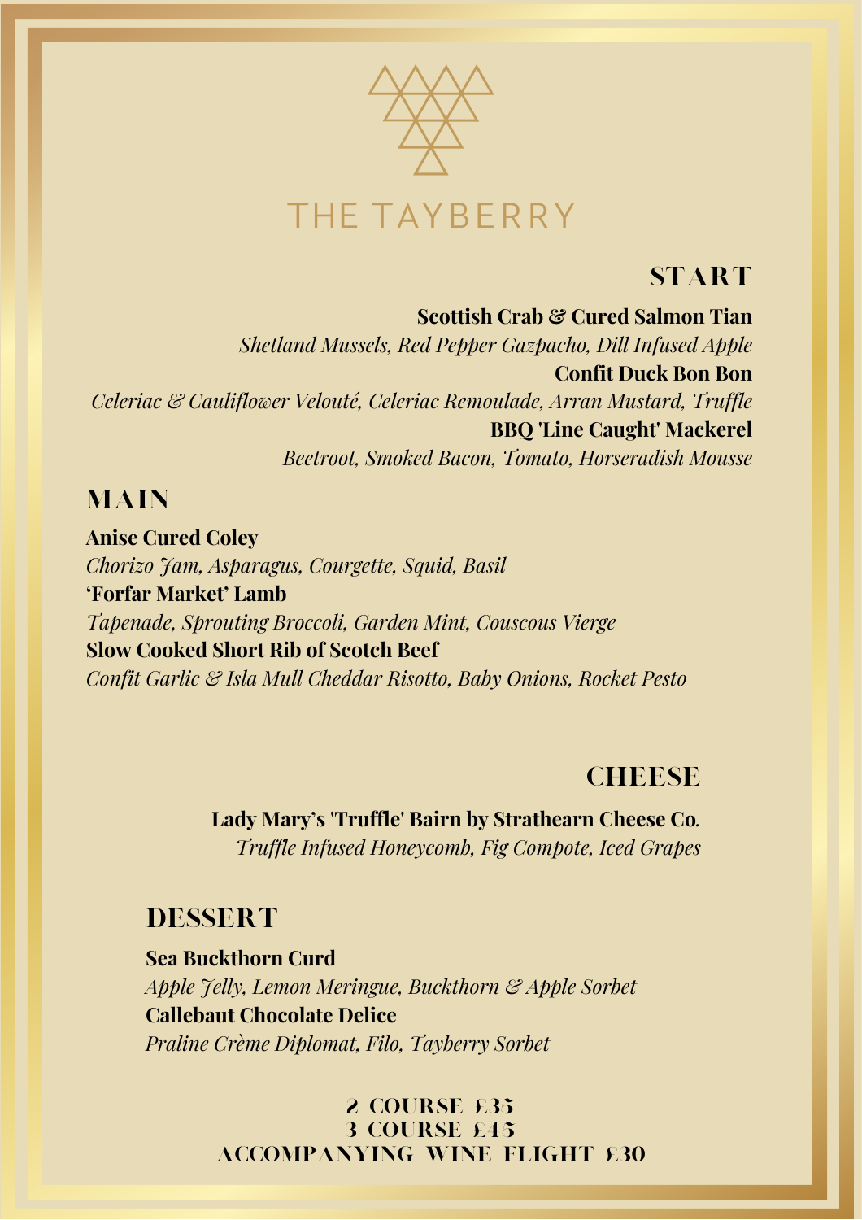# THE TAYBERRY

## START

**Scottish Crab & Cured Salmon Tian**
*Shetland Mussels, Red Pepper Gazpacho, Dill Infused Apple*

**Confit Duck Bon Bon**
*Celeriac & Cauliflower Velouté, Celeriac Remoulade, Arran Mustard, Truffle*

**BBQ 'Line Caught' Mackerel**
*Beetroot, Smoked Bacon, Tomato, Horseradish Mousse*

## MAIN

**Anise Cured Coley**
*Chorizo Jam, Asparagus, Courgette, Squid, Basil*

**'Forfar Market' Lamb**
*Tapenade, Sprouting Broccoli, Garden Mint, Couscous Vierge*

**Slow Cooked Short Rib of Scotch Beef**
*Confit Garlic & Isla Mull Cheddar Risotto, Baby Onions, Rocket Pesto*

## CHEESE

**Lady Mary's 'Truffle' Bairn by Strathearn Cheese Co.**
*Truffle Infused Honeycomb, Fig Compote, Iced Grapes*

## DESSERT

**Sea Buckthorn Curd**
*Apple Jelly, Lemon Meringue, Buckthorn & Apple Sorbet*

**Callebaut Chocolate Delice**
*Praline Crème Diplomat, Filo, Tayberry Sorbet*

2 COURSE £35
3 COURSE £45
ACCOMPANYING WINE FLIGHT £30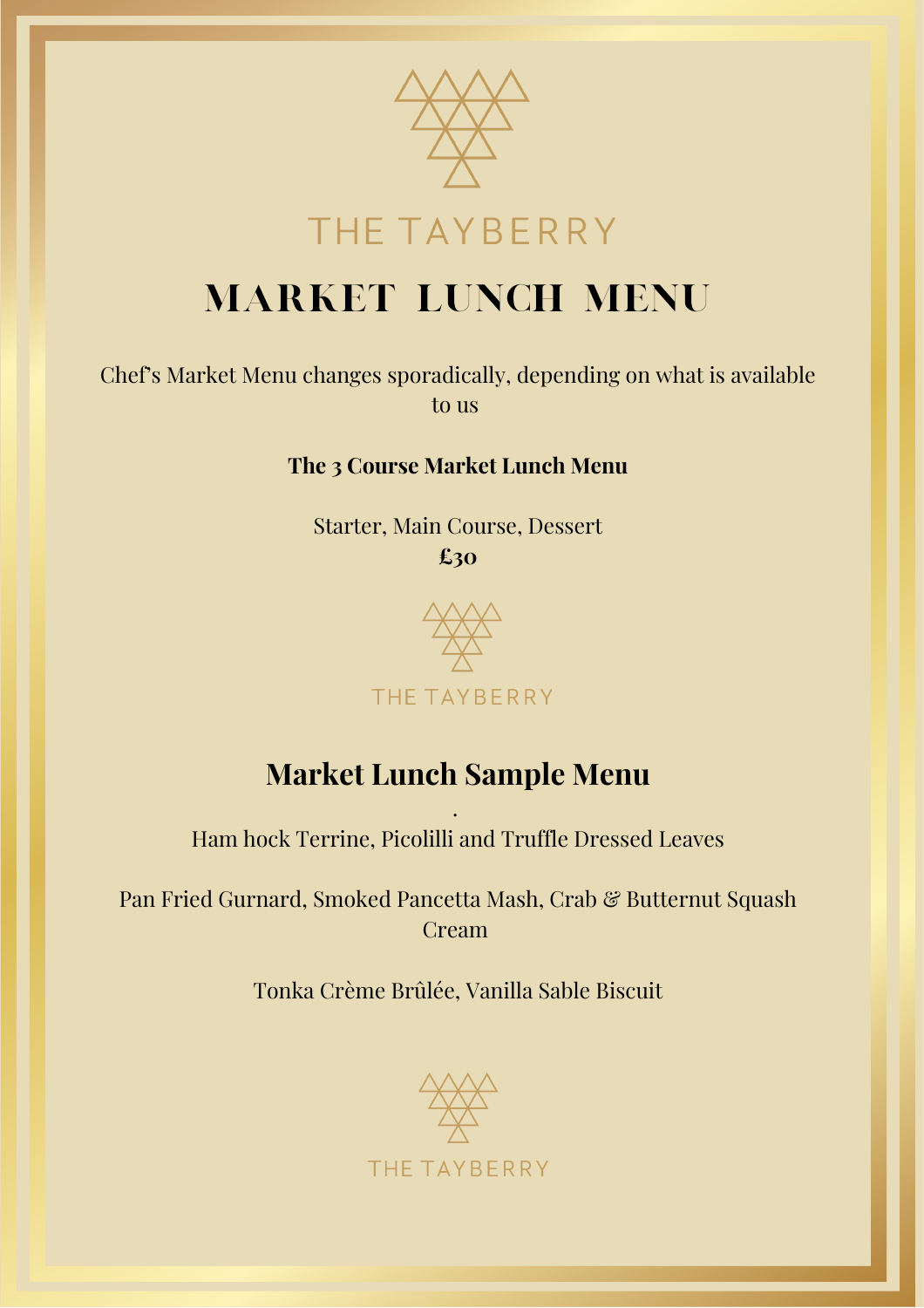THE TAYBERRY

# MARKET LUNCH MENU

Chef's Market Menu changes sporadically, depending on what is available to us

**The 3 Course Market Lunch Menu**

Starter, Main Course, Dessert
**£30**

THE TAYBERRY

## Market Lunch Sample Menu

.

Ham hock Terrine, Picolilli and Truffle Dressed Leaves

Pan Fried Gurnard, Smoked Pancetta Mash, Crab & Butternut Squash Cream

Tonka Crème Brûlée, Vanilla Sable Biscuit

THE TAYBERRY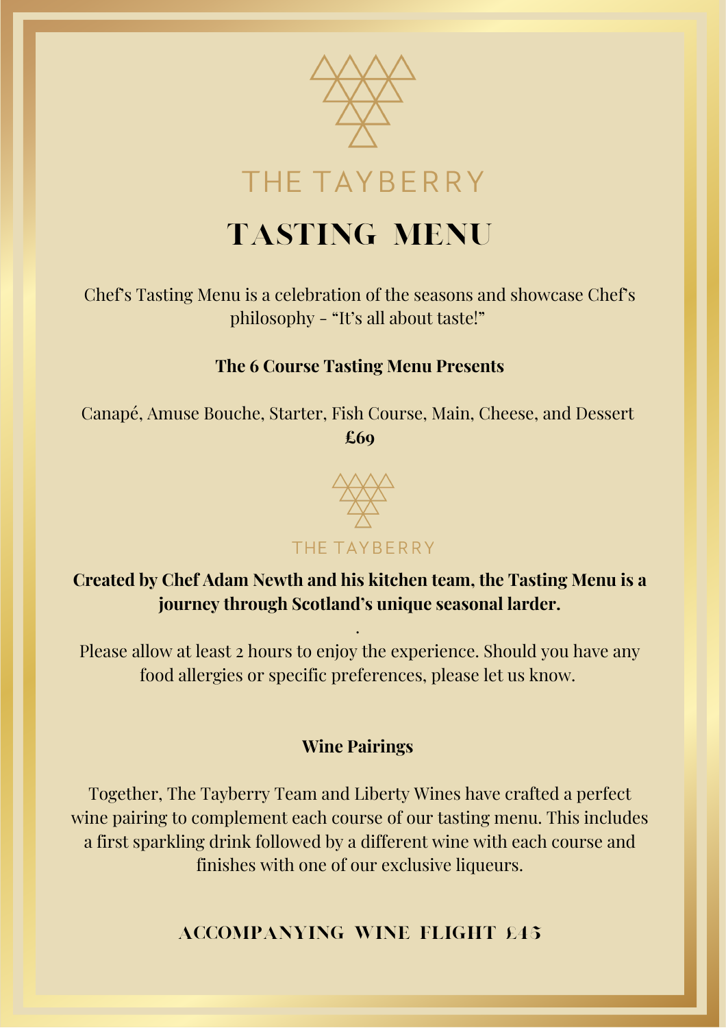THE TAYBERRY

# TASTING MENU

Chef's Tasting Menu is a celebration of the seasons and showcase Chef's philosophy - "It's all about taste!"

**The 6 Course Tasting Menu Presents**

Canapé, Amuse Bouche, Starter, Fish Course, Main, Cheese, and Dessert
**£69**

THE TAYBERRY

**Created by Chef Adam Newth and his kitchen team, the Tasting Menu is a journey through Scotland's unique seasonal larder.**

.

Please allow at least 2 hours to enjoy the experience. Should you have any food allergies or specific preferences, please let us know.

**Wine Pairings**

Together, The Tayberry Team and Liberty Wines have crafted a perfect wine pairing to complement each course of our tasting menu. This includes a first sparkling drink followed by a different wine with each course and finishes with one of our exclusive liqueurs.

**ACCOMPANYING WINE FLIGHT £45**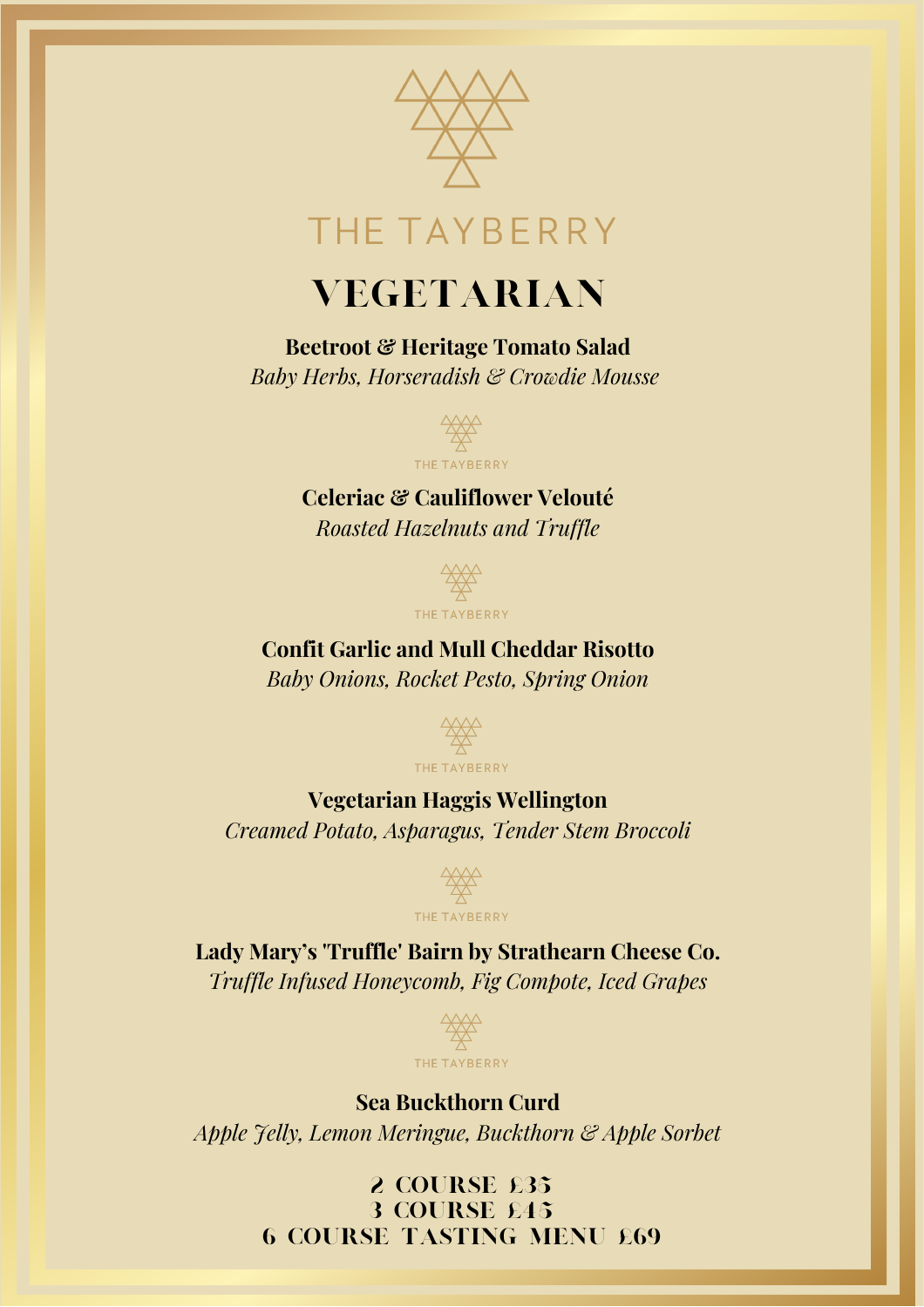THE TAYBERRY

# VEGETARIAN

**Beetroot & Heritage Tomato Salad**
*Baby Herbs, Horseradish & Crowdie Mousse*

THE TAYBERRY

**Celeriac & Cauliflower Velouté**
*Roasted Hazelnuts and Truffle*

THE TAYBERRY

**Confit Garlic and Mull Cheddar Risotto**
*Baby Onions, Rocket Pesto, Spring Onion*

THE TAYBERRY

**Vegetarian Haggis Wellington**
*Creamed Potato, Asparagus, Tender Stem Broccoli*

THE TAYBERRY

**Lady Mary's 'Truffle' Bairn by Strathearn Cheese Co.**
*Truffle Infused Honeycomb, Fig Compote, Iced Grapes*

THE TAYBERRY

**Sea Buckthorn Curd**
*Apple Jelly, Lemon Meringue, Buckthorn & Apple Sorbet*

2 COURSE £35
3 COURSE £45
6 COURSE TASTING MENU £69